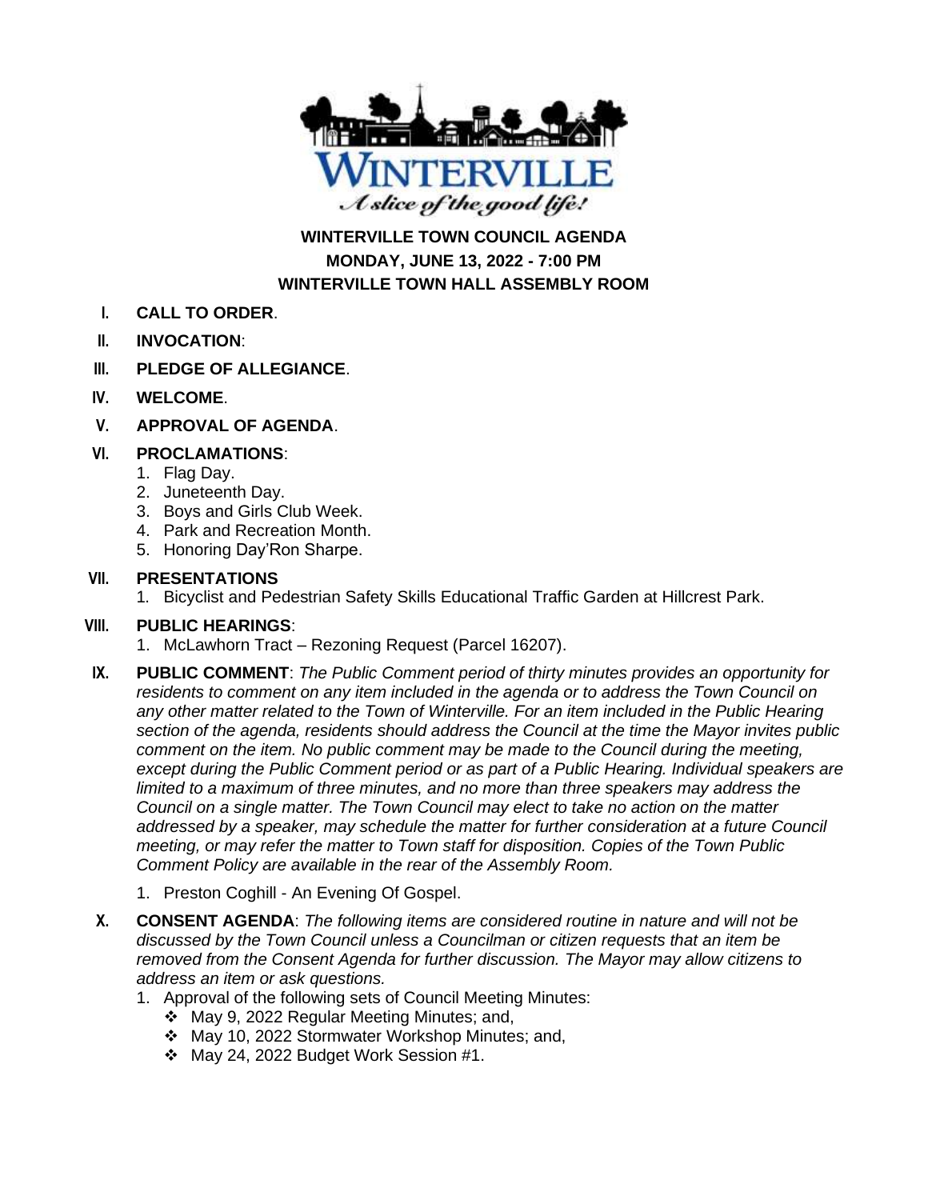WINTERVILLE

*A slice of the good life!*

**WINTERVILLE TOWN COUNCIL AGENDA**
**MONDAY, JUNE 13, 2022 - 7:00 PM**
**WINTERVILLE TOWN HALL ASSEMBLY ROOM**

I. **CALL TO ORDER**.

II. **INVOCATION**:

III. **PLEDGE OF ALLEGIANCE**.

IV. **WELCOME**.

V. **APPROVAL OF AGENDA**.

VI. **PROCLAMATIONS**:
   1. Flag Day.
   2. Juneteenth Day.
   3. Boys and Girls Club Week.
   4. Park and Recreation Month.
   5. Honoring Day'Ron Sharpe.

VII. **PRESENTATIONS**
   1. Bicyclist and Pedestrian Safety Skills Educational Traffic Garden at Hillcrest Park.

VIII. **PUBLIC HEARINGS**:
   1. McLawhorn Tract – Rezoning Request (Parcel 16207).

IX. **PUBLIC COMMENT**: *The Public Comment period of thirty minutes provides an opportunity for residents to comment on any item included in the agenda or to address the Town Council on any other matter related to the Town of Winterville. For an item included in the Public Hearing section of the agenda, residents should address the Council at the time the Mayor invites public comment on the item. No public comment may be made to the Council during the meeting, except during the Public Comment period or as part of a Public Hearing. Individual speakers are limited to a maximum of three minutes, and no more than three speakers may address the Council on a single matter. The Town Council may elect to take no action on the matter addressed by a speaker, may schedule the matter for further consideration at a future Council meeting, or may refer the matter to Town staff for disposition. Copies of the Town Public Comment Policy are available in the rear of the Assembly Room.*

   1. Preston Coghill - An Evening Of Gospel.

X. **CONSENT AGENDA**: *The following items are considered routine in nature and will not be discussed by the Town Council unless a Councilman or citizen requests that an item be removed from the Consent Agenda for further discussion. The Mayor may allow citizens to address an item or ask questions.*
   1. Approval of the following sets of Council Meeting Minutes:
      - May 9, 2022 Regular Meeting Minutes; and,
      - May 10, 2022 Stormwater Workshop Minutes; and,
      - May 24, 2022 Budget Work Session #1.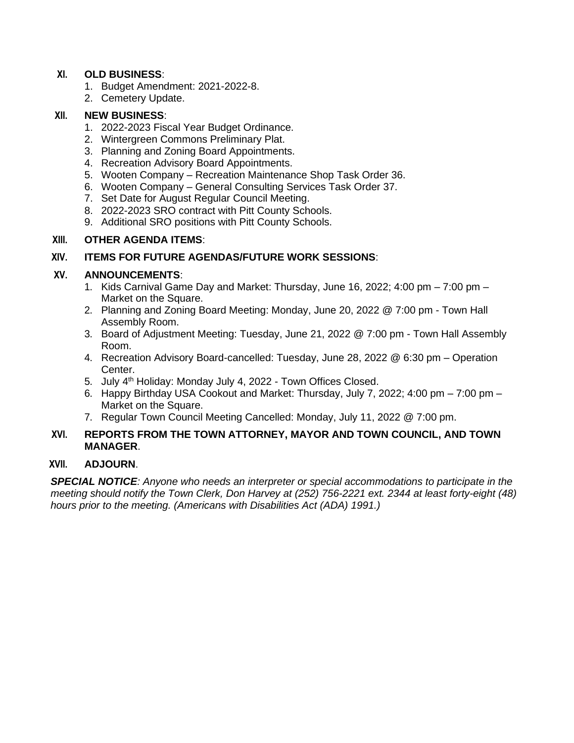**XI. OLD BUSINESS**:

1. Budget Amendment: 2021-2022-8.
2. Cemetery Update.

**XII. NEW BUSINESS**:

1. 2022-2023 Fiscal Year Budget Ordinance.
2. Wintergreen Commons Preliminary Plat.
3. Planning and Zoning Board Appointments.
4. Recreation Advisory Board Appointments.
5. Wooten Company – Recreation Maintenance Shop Task Order 36.
6. Wooten Company – General Consulting Services Task Order 37.
7. Set Date for August Regular Council Meeting.
8. 2022-2023 SRO contract with Pitt County Schools.
9. Additional SRO positions with Pitt County Schools.

**XIII. OTHER AGENDA ITEMS**:

**XIV. ITEMS FOR FUTURE AGENDAS/FUTURE WORK SESSIONS**:

**XV. ANNOUNCEMENTS**:

1. Kids Carnival Game Day and Market: Thursday, June 16, 2022; 4:00 pm – 7:00 pm – Market on the Square.
2. Planning and Zoning Board Meeting: Monday, June 20, 2022 @ 7:00 pm - Town Hall Assembly Room.
3. Board of Adjustment Meeting: Tuesday, June 21, 2022 @ 7:00 pm - Town Hall Assembly Room.
4. Recreation Advisory Board-cancelled: Tuesday, June 28, 2022 @ 6:30 pm – Operation Center.
5. July 4th Holiday: Monday July 4, 2022 - Town Offices Closed.
6. Happy Birthday USA Cookout and Market: Thursday, July 7, 2022; 4:00 pm – 7:00 pm – Market on the Square.
7. Regular Town Council Meeting Cancelled: Monday, July 11, 2022 @ 7:00 pm.

**XVI. REPORTS FROM THE TOWN ATTORNEY, MAYOR AND TOWN COUNCIL, AND TOWN MANAGER**.

**XVII. ADJOURN**.

***SPECIAL NOTICE**: Anyone who needs an interpreter or special accommodations to participate in the meeting should notify the Town Clerk, Don Harvey at (252) 756-2221 ext. 2344 at least forty-eight (48) hours prior to the meeting. (Americans with Disabilities Act (ADA) 1991.)*